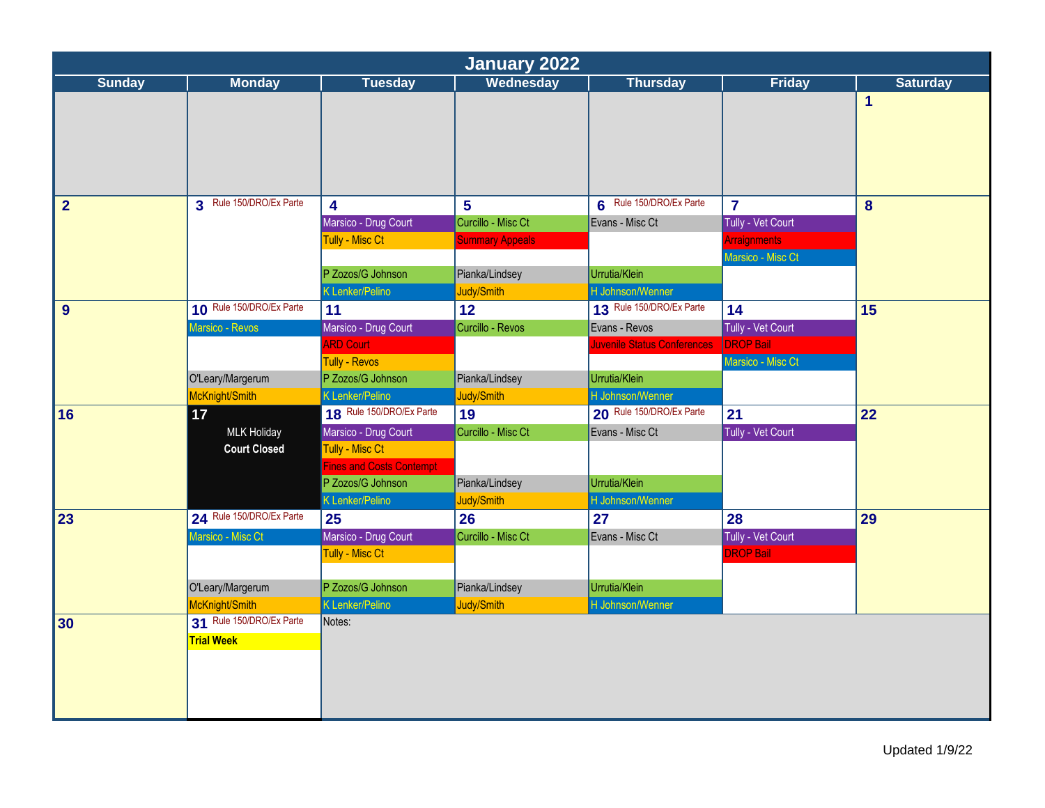# January 2022

| Sunday | Monday | Tuesday | Wednesday | Thursday | Friday | Saturday |
|---|---|---|---|---|---|---|
| | | | | | | 1 |
| 2 | 3 Rule 150/DRO/Ex Parte | 4<br>Marsico - Drug Court<br>Tully - Misc Ct<br>P Zozos/G Johnson<br>K Lenker/Pelino | 5<br>Curcillo - Misc Ct<br>Summary Appeals<br>Pianka/Lindsey<br>Judy/Smith | 6 Rule 150/DRO/Ex Parte<br>Evans - Misc Ct<br>Urrutia/Klein<br>H Johnson/Wenner | 7<br>Tully - Vet Court<br>Arraignments<br>Marsico - Misc Ct | 8 |
| 9 | 10 Rule 150/DRO/Ex Parte<br>Marsico - Revos<br>O'Leary/Margerum<br>McKnight/Smith | 11<br>Marsico - Drug Court<br>ARD Court<br>Tully - Revos<br>P Zozos/G Johnson<br>K Lenker/Pelino | 12<br>Curcillo - Revos<br>Pianka/Lindsey<br>Judy/Smith | 13 Rule 150/DRO/Ex Parte<br>Evans - Revos<br>Juvenile Status Conferences<br>Urrutia/Klein<br>H Johnson/Wenner | 14<br>Tully - Vet Court<br>DROP Bail<br>Marsico - Misc Ct | 15 |
| 16 | 17<br>MLK Holiday<br>**Court Closed** | 18 Rule 150/DRO/Ex Parte<br>Marsico - Drug Court<br>Tully - Misc Ct<br>Fines and Costs Contempt<br>P Zozos/G Johnson<br>K Lenker/Pelino | 19<br>Curcillo - Misc Ct<br>Pianka/Lindsey<br>Judy/Smith | 20 Rule 150/DRO/Ex Parte<br>Evans - Misc Ct<br>Urrutia/Klein<br>H Johnson/Wenner | 21<br>Tully - Vet Court | 22 |
| 23 | 24 Rule 150/DRO/Ex Parte<br>Marsico - Misc Ct<br>O'Leary/Margerum<br>McKnight/Smith | 25<br>Marsico - Drug Court<br>Tully - Misc Ct<br>P Zozos/G Johnson<br>K Lenker/Pelino | 26<br>Curcillo - Misc Ct<br>Pianka/Lindsey<br>Judy/Smith | 27<br>Evans - Misc Ct<br>Urrutia/Klein<br>H Johnson/Wenner | 28<br>Tully - Vet Court<br>DROP Bail | 29 |
| 30 | 31 Rule 150/DRO/Ex Parte<br>**Trial Week** | Notes: | | | | |

Updated 1/9/22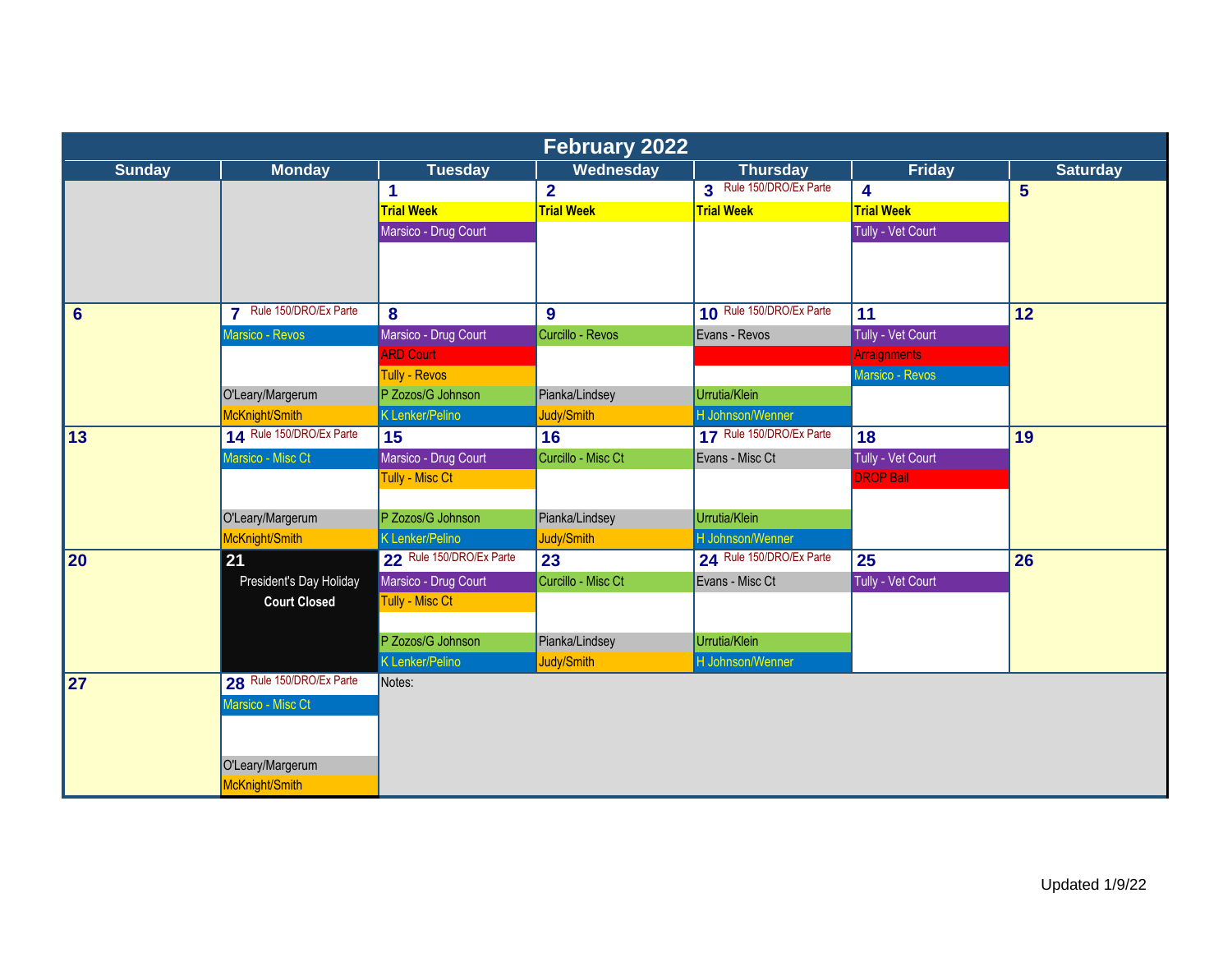# February 2022

| Sunday | Monday | Tuesday | Wednesday | Thursday | Friday | Saturday |
|---|---|---|---|---|---|---|
| | | **1**<br>**Trial Week**<br>Marsico - Drug Court | **2**<br>**Trial Week** | **3** Rule 150/DRO/Ex Parte<br>**Trial Week** | **4**<br>**Trial Week**<br>Tully - Vet Court | **5** |
| **6** | **7** Rule 150/DRO/Ex Parte<br>Marsico - Revos<br>O'Leary/Margerum<br>McKnight/Smith | **8**<br>Marsico - Drug Court<br>ARD Court<br>Tully - Revos<br>P Zozos/G Johnson<br>K Lenker/Pelino | **9**<br>Curcillo - Revos<br>Pianka/Lindsey<br>Judy/Smith | **10** Rule 150/DRO/Ex Parte<br>Evans - Revos<br>Urrutia/Klein<br>H Johnson/Wenner | **11**<br>Tully - Vet Court<br>Arraignments<br>Marsico - Revos | **12** |
| **13** | **14** Rule 150/DRO/Ex Parte<br>Marsico - Misc Ct<br>O'Leary/Margerum<br>McKnight/Smith | **15**<br>Marsico - Drug Court<br>Tully - Misc Ct<br>P Zozos/G Johnson<br>K Lenker/Pelino | **16**<br>Curcillo - Misc Ct<br>Pianka/Lindsey<br>Judy/Smith | **17** Rule 150/DRO/Ex Parte<br>Evans - Misc Ct<br>Urrutia/Klein<br>H Johnson/Wenner | **18**<br>Tully - Vet Court<br>DROP Bail | **19** |
| **20** | **21**<br>President's Day Holiday<br>**Court Closed** | **22** Rule 150/DRO/Ex Parte<br>Marsico - Drug Court<br>Tully - Misc Ct<br>P Zozos/G Johnson<br>K Lenker/Pelino | **23**<br>Curcillo - Misc Ct<br>Pianka/Lindsey<br>Judy/Smith | **24** Rule 150/DRO/Ex Parte<br>Evans - Misc Ct<br>Urrutia/Klein<br>H Johnson/Wenner | **25**<br>Tully - Vet Court | **26** |
| **27** | **28** Rule 150/DRO/Ex Parte<br>Marsico - Misc Ct<br>O'Leary/Margerum<br>McKnight/Smith | Notes: | | | | |

Updated 1/9/22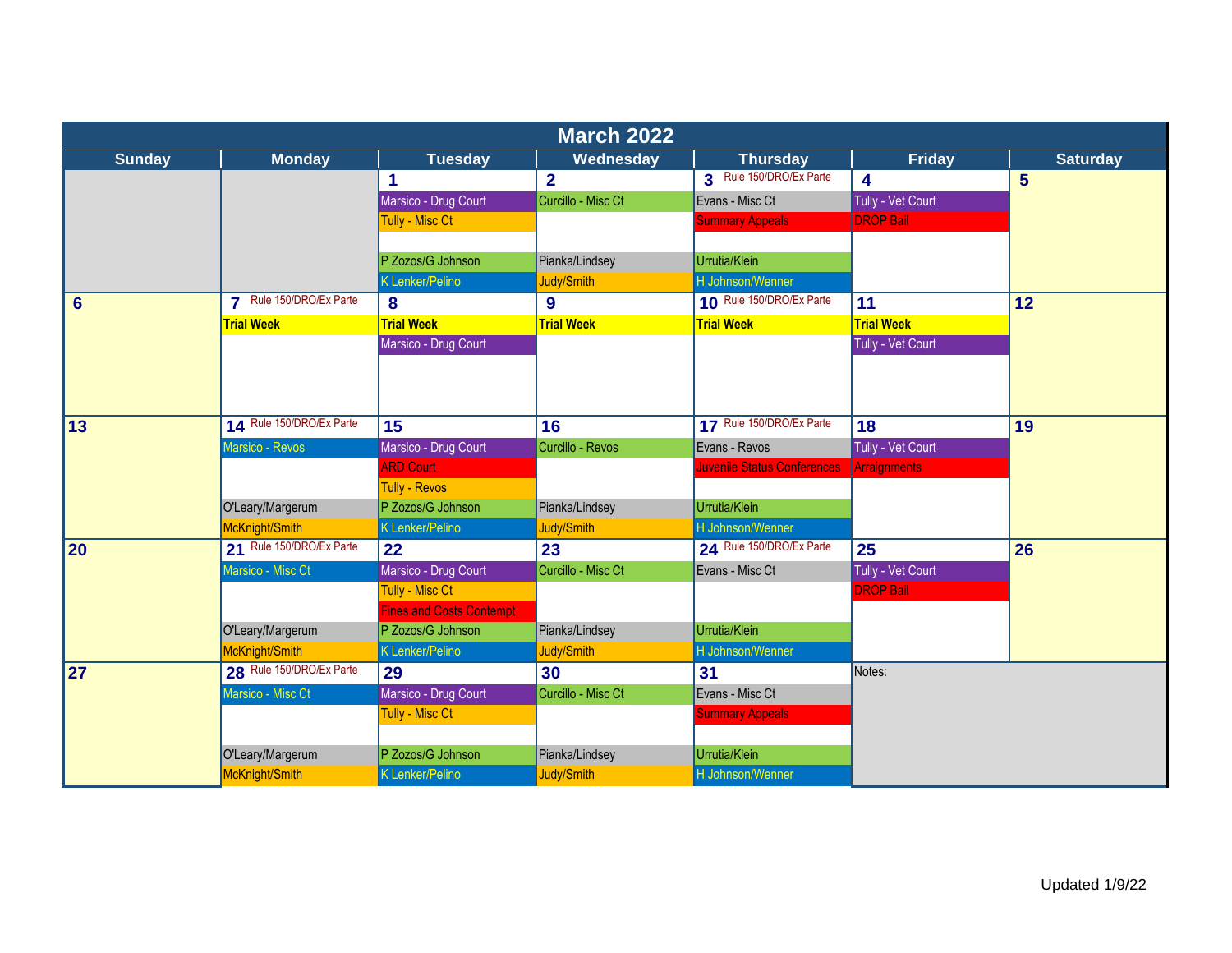# March 2022

| Sunday | Monday | Tuesday | Wednesday | Thursday | Friday | Saturday |
|---|---|---|---|---|---|---|
| | | 1<br>Marsico - Drug Court<br>Tully - Misc Ct<br>P Zozos/G Johnson<br>K Lenker/Pelino | 2<br>Curcillo - Misc Ct<br>Pianka/Lindsey<br>Judy/Smith | 3 Rule 150/DRO/Ex Parte<br>Evans - Misc Ct<br>Summary Appeals<br>Urrutia/Klein<br>H Johnson/Wenner | 4<br>Tully - Vet Court<br>DROP Bail | 5 |
| 6 | 7 Rule 150/DRO/Ex Parte<br>**Trial Week** | 8<br>**Trial Week**<br>Marsico - Drug Court | 9<br>**Trial Week** | 10 Rule 150/DRO/Ex Parte<br>**Trial Week** | 11<br>**Trial Week**<br>Tully - Vet Court | 12 |
| 13 | 14 Rule 150/DRO/Ex Parte<br>Marsico - Revos<br>O'Leary/Margerum<br>McKnight/Smith | 15<br>Marsico - Drug Court<br>ARD Court<br>Tully - Revos<br>P Zozos/G Johnson<br>K Lenker/Pelino | 16<br>Curcillo - Revos<br>Pianka/Lindsey<br>Judy/Smith | 17 Rule 150/DRO/Ex Parte<br>Evans - Revos<br>Juvenile Status Conferences<br>Urrutia/Klein<br>H Johnson/Wenner | 18<br>Tully - Vet Court<br>Arraignments | 19 |
| 20 | 21 Rule 150/DRO/Ex Parte<br>Marsico - Misc Ct<br>O'Leary/Margerum<br>McKnight/Smith | 22<br>Marsico - Drug Court<br>Tully - Misc Ct<br>Fines and Costs Contempt<br>P Zozos/G Johnson<br>K Lenker/Pelino | 23<br>Curcillo - Misc Ct<br>Pianka/Lindsey<br>Judy/Smith | 24 Rule 150/DRO/Ex Parte<br>Evans - Misc Ct<br>Urrutia/Klein<br>H Johnson/Wenner | 25<br>Tully - Vet Court<br>DROP Bail | 26 |
| 27 | 28 Rule 150/DRO/Ex Parte<br>Marsico - Misc Ct<br>O'Leary/Margerum<br>McKnight/Smith | 29<br>Marsico - Drug Court<br>Tully - Misc Ct<br>P Zozos/G Johnson<br>K Lenker/Pelino | 30<br>Curcillo - Misc Ct<br>Pianka/Lindsey<br>Judy/Smith | 31<br>Evans - Misc Ct<br>Summary Appeals<br>Urrutia/Klein<br>H Johnson/Wenner | Notes: | |

Updated 1/9/22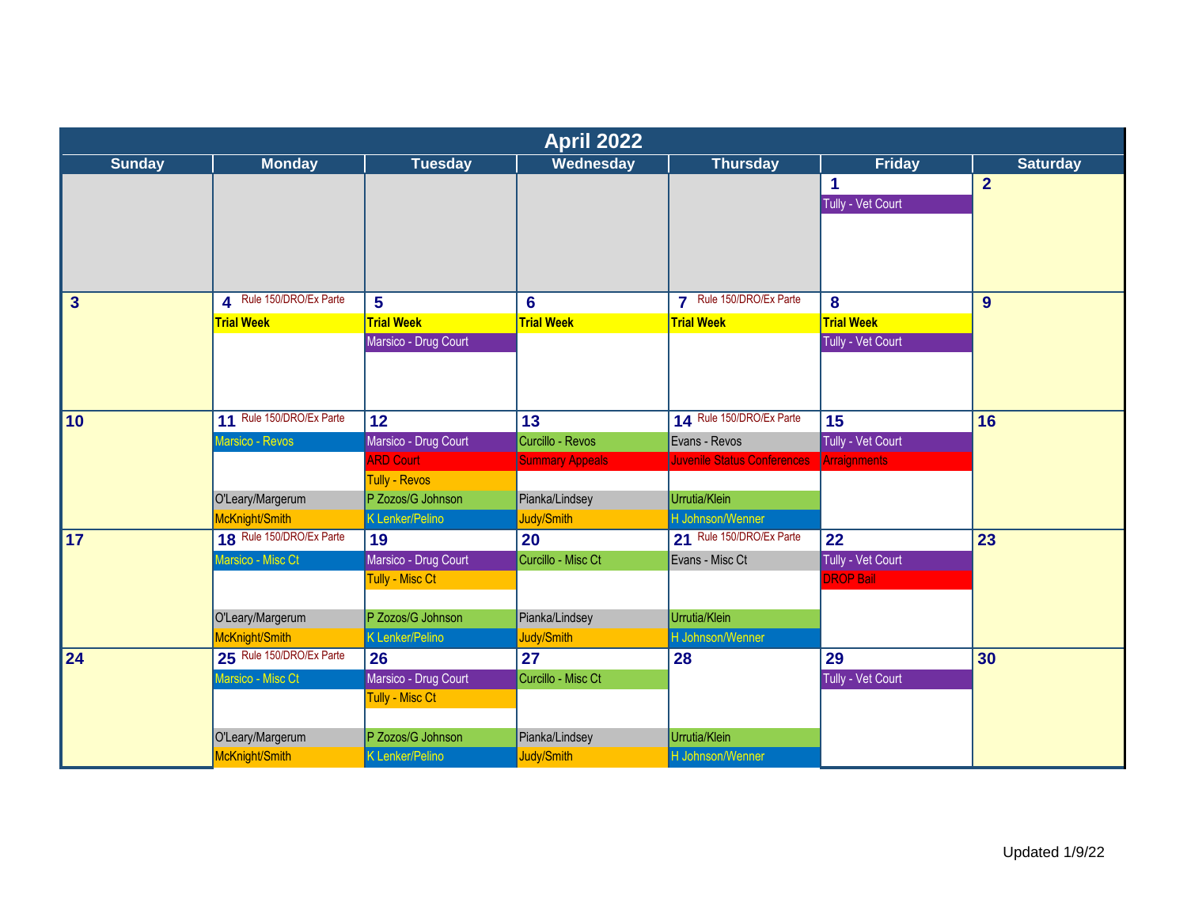# April 2022

| Sunday | Monday | Tuesday | Wednesday | Thursday | Friday | Saturday |
|---|---|---|---|---|---|---|
| | | | | | **1**<br>Tully - Vet Court | **2** |
| **3** | **4** Rule 150/DRO/Ex Parte<br>**Trial Week** | **5**<br>**Trial Week**<br>Marsico - Drug Court | **6**<br>**Trial Week** | **7** Rule 150/DRO/Ex Parte<br>**Trial Week** | **8**<br>**Trial Week**<br>Tully - Vet Court | **9** |
| **10** | **11** Rule 150/DRO/Ex Parte<br>Marsico - Revos<br>O'Leary/Margerum<br>McKnight/Smith | **12**<br>Marsico - Drug Court<br>ARD Court<br>Tully - Revos<br>P Zozos/G Johnson<br>K Lenker/Pelino | **13**<br>Curcillo - Revos<br>Summary Appeals<br>Pianka/Lindsey<br>Judy/Smith | **14** Rule 150/DRO/Ex Parte<br>Evans - Revos<br>Juvenile Status Conferences<br>Urrutia/Klein<br>H Johnson/Wenner | **15**<br>Tully - Vet Court<br>Arraignments | **16** |
| **17** | **18** Rule 150/DRO/Ex Parte<br>Marsico - Misc Ct<br>O'Leary/Margerum<br>McKnight/Smith | **19**<br>Marsico - Drug Court<br>Tully - Misc Ct<br>P Zozos/G Johnson<br>K Lenker/Pelino | **20**<br>Curcillo - Misc Ct<br>Pianka/Lindsey<br>Judy/Smith | **21** Rule 150/DRO/Ex Parte<br>Evans - Misc Ct<br>Urrutia/Klein<br>H Johnson/Wenner | **22**<br>Tully - Vet Court<br>DROP Bail | **23** |
| **24** | **25** Rule 150/DRO/Ex Parte<br>Marsico - Misc Ct<br>O'Leary/Margerum<br>McKnight/Smith | **26**<br>Marsico - Drug Court<br>Tully - Misc Ct<br>P Zozos/G Johnson<br>K Lenker/Pelino | **27**<br>Curcillo - Misc Ct<br>Pianka/Lindsey<br>Judy/Smith | **28**<br>Urrutia/Klein<br>H Johnson/Wenner | **29**<br>Tully - Vet Court | **30** |

Updated 1/9/22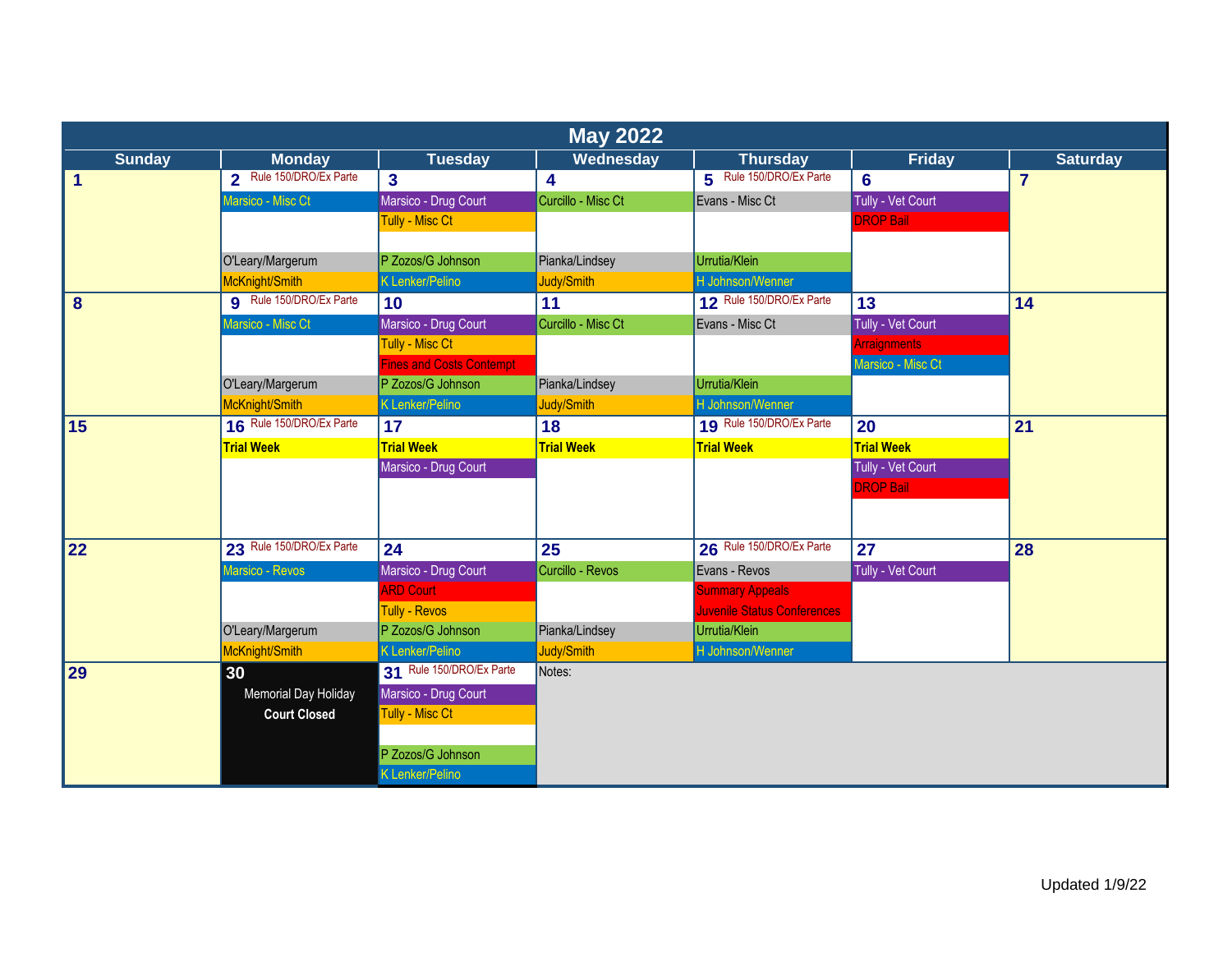# May 2022

| Sunday | Monday | Tuesday | Wednesday | Thursday | Friday | Saturday |
|---|---|---|---|---|---|---|
| 1 | 2 Rule 150/DRO/Ex Parte<br>Marsico - Misc Ct<br><br>O'Leary/Margerum<br>McKnight/Smith | 3<br>Marsico - Drug Court<br>Tully - Misc Ct<br>P Zozos/G Johnson<br>K Lenker/Pelino | 4<br>Curcillo - Misc Ct<br><br>Pianka/Lindsey<br>Judy/Smith | 5 Rule 150/DRO/Ex Parte<br>Evans - Misc Ct<br><br>Urrutia/Klein<br>H Johnson/Wenner | 6<br>Tully - Vet Court<br>DROP Bail | 7 |
| 8 | 9 Rule 150/DRO/Ex Parte<br>Marsico - Misc Ct<br><br>O'Leary/Margerum<br>McKnight/Smith | 10<br>Marsico - Drug Court<br>Tully - Misc Ct<br>Fines and Costs Contempt<br>P Zozos/G Johnson<br>K Lenker/Pelino | 11<br>Curcillo - Misc Ct<br><br>Pianka/Lindsey<br>Judy/Smith | 12 Rule 150/DRO/Ex Parte<br>Evans - Misc Ct<br><br>Urrutia/Klein<br>H Johnson/Wenner | 13<br>Tully - Vet Court<br>Arraignments<br>Marsico - Misc Ct | 14 |
| 15 | 16 Rule 150/DRO/Ex Parte<br>**Trial Week** | 17<br>**Trial Week**<br>Marsico - Drug Court | 18<br>**Trial Week** | 19 Rule 150/DRO/Ex Parte<br>**Trial Week** | 20<br>**Trial Week**<br>Tully - Vet Court<br>DROP Bail | 21 |
| 22 | 23 Rule 150/DRO/Ex Parte<br>Marsico - Revos<br><br>O'Leary/Margerum<br>McKnight/Smith | 24<br>Marsico - Drug Court<br>ARD Court<br>Tully - Revos<br>P Zozos/G Johnson<br>K Lenker/Pelino | 25<br>Curcillo - Revos<br><br>Pianka/Lindsey<br>Judy/Smith | 26 Rule 150/DRO/Ex Parte<br>Evans - Revos<br>Summary Appeals<br>Juvenile Status Conferences<br>Urrutia/Klein<br>H Johnson/Wenner | 27<br>Tully - Vet Court | 28 |
| 29 | 30<br>Memorial Day Holiday<br>**Court Closed** | 31 Rule 150/DRO/Ex Parte<br>Marsico - Drug Court<br>Tully - Misc Ct<br><br>P Zozos/G Johnson<br>K Lenker/Pelino | Notes: | | | |

Updated 1/9/22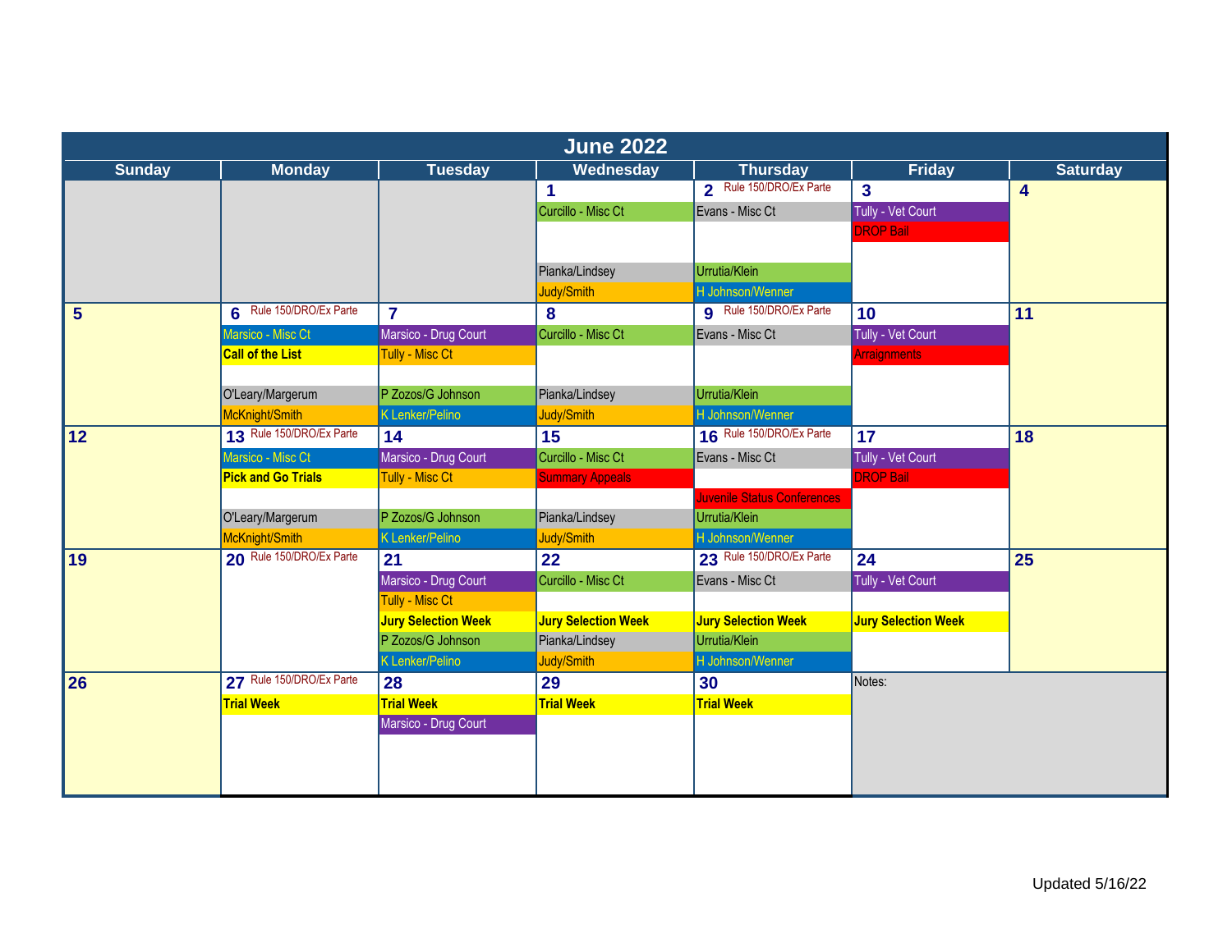# June 2022

| Sunday | Monday | Tuesday | Wednesday | Thursday | Friday | Saturday |
|---|---|---|---|---|---|---|
| | | | **1**<br>Curcillo - Misc Ct<br>Pianka/Lindsey<br>Judy/Smith | **2** Rule 150/DRO/Ex Parte<br>Evans - Misc Ct<br>Urrutia/Klein<br>H Johnson/Wenner | **3**<br>Tully - Vet Court<br>DROP Bail | **4** |
| **5** | **6** Rule 150/DRO/Ex Parte<br>Marsico - Misc Ct<br>**Call of the List**<br>O'Leary/Margerum<br>McKnight/Smith | **7**<br>Marsico - Drug Court<br>Tully - Misc Ct<br>P Zozos/G Johnson<br>K Lenker/Pelino | **8**<br>Curcillo - Misc Ct<br>Pianka/Lindsey<br>Judy/Smith | **9** Rule 150/DRO/Ex Parte<br>Evans - Misc Ct<br>Urrutia/Klein<br>H Johnson/Wenner | **10**<br>Tully - Vet Court<br>Arraignments | **11** |
| **12** | **13** Rule 150/DRO/Ex Parte<br>Marsico - Misc Ct<br>**Pick and Go Trials**<br>O'Leary/Margerum<br>McKnight/Smith | **14**<br>Marsico - Drug Court<br>Tully - Misc Ct<br>P Zozos/G Johnson<br>K Lenker/Pelino | **15**<br>Curcillo - Misc Ct<br>Summary Appeals<br>Pianka/Lindsey<br>Judy/Smith | **16** Rule 150/DRO/Ex Parte<br>Evans - Misc Ct<br>Juvenile Status Conferences<br>Urrutia/Klein<br>H Johnson/Wenner | **17**<br>Tully - Vet Court<br>DROP Bail | **18** |
| **19** | **20** Rule 150/DRO/Ex Parte | **21**<br>Marsico - Drug Court<br>Tully - Misc Ct<br>**Jury Selection Week**<br>P Zozos/G Johnson<br>K Lenker/Pelino | **22**<br>Curcillo - Misc Ct<br>**Jury Selection Week**<br>Pianka/Lindsey<br>Judy/Smith | **23** Rule 150/DRO/Ex Parte<br>Evans - Misc Ct<br>**Jury Selection Week**<br>Urrutia/Klein<br>H Johnson/Wenner | **24**<br>Tully - Vet Court<br>**Jury Selection Week** | **25** |
| **26** | **27** Rule 150/DRO/Ex Parte<br>**Trial Week** | **28**<br>**Trial Week**<br>Marsico - Drug Court | **29**<br>**Trial Week** | **30**<br>**Trial Week** | Notes: | |

Updated 5/16/22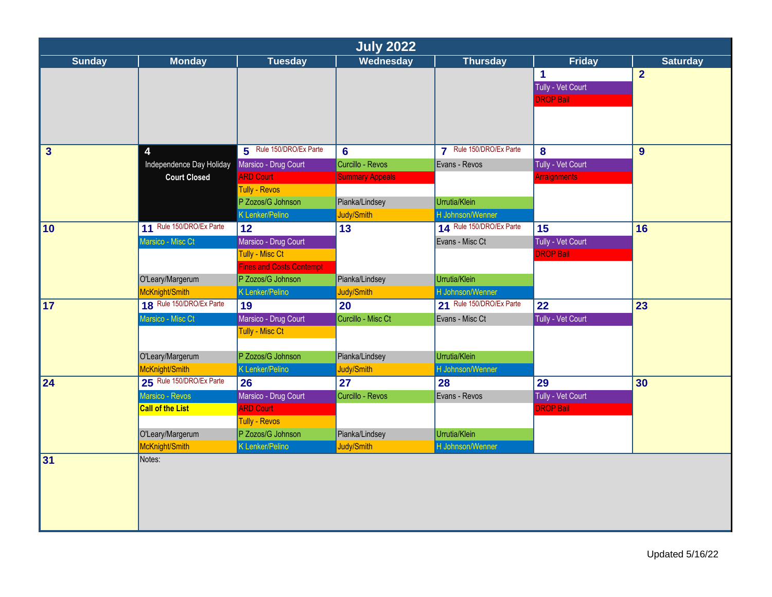# July 2022

| Sunday | Monday | Tuesday | Wednesday | Thursday | Friday | Saturday |
|---|---|---|---|---|---|---|
| | | | | | **1**<br>Tully - Vet Court<br>DROP Bail | **2** |
| **3** | **4**<br>Independence Day Holiday<br>**Court Closed** | **5** Rule 150/DRO/Ex Parte<br>Marsico - Drug Court<br>ARD Court<br>Tully - Revos<br>P Zozos/G Johnson<br>K Lenker/Pelino | **6**<br>Curcillo - Revos<br>Summary Appeals<br>Pianka/Lindsey<br>Judy/Smith | **7** Rule 150/DRO/Ex Parte<br>Evans - Revos<br>Urrutia/Klein<br>H Johnson/Wenner | **8**<br>Tully - Vet Court<br>Arraignments | **9** |
| **10** | **11** Rule 150/DRO/Ex Parte<br>Marsico - Misc Ct<br>O'Leary/Margerum<br>McKnight/Smith | **12**<br>Marsico - Drug Court<br>Tully - Misc Ct<br>Fines and Costs Contempt<br>P Zozos/G Johnson<br>K Lenker/Pelino | **13**<br>Pianka/Lindsey<br>Judy/Smith | **14** Rule 150/DRO/Ex Parte<br>Evans - Misc Ct<br>Urrutia/Klein<br>H Johnson/Wenner | **15**<br>Tully - Vet Court<br>DROP Bail | **16** |
| **17** | **18** Rule 150/DRO/Ex Parte<br>Marsico - Misc Ct<br>O'Leary/Margerum<br>McKnight/Smith | **19**<br>Marsico - Drug Court<br>Tully - Misc Ct<br>P Zozos/G Johnson<br>K Lenker/Pelino | **20**<br>Curcillo - Misc Ct<br>Pianka/Lindsey<br>Judy/Smith | **21** Rule 150/DRO/Ex Parte<br>Evans - Misc Ct<br>Urrutia/Klein<br>H Johnson/Wenner | **22**<br>Tully - Vet Court | **23** |
| **24** | **25** Rule 150/DRO/Ex Parte<br>Marsico - Revos<br>**Call of the List**<br>O'Leary/Margerum<br>McKnight/Smith | **26**<br>Marsico - Drug Court<br>ARD Court<br>Tully - Revos<br>P Zozos/G Johnson<br>K Lenker/Pelino | **27**<br>Curcillo - Revos<br>Pianka/Lindsey<br>Judy/Smith | **28**<br>Evans - Revos<br>Urrutia/Klein<br>H Johnson/Wenner | **29**<br>Tully - Vet Court<br>DROP Bail | **30** |
| **31** | Notes: | | | | | |

Updated 5/16/22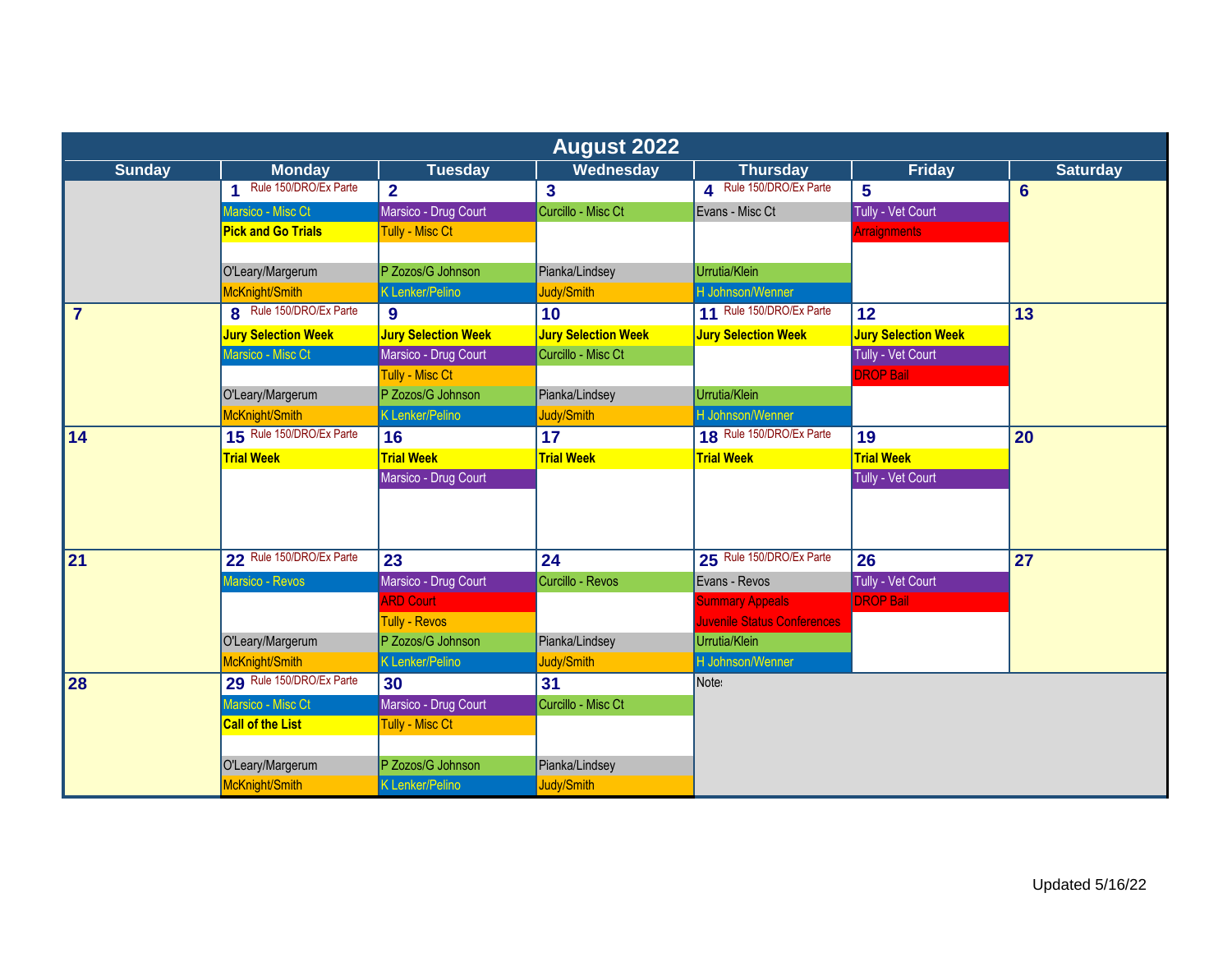# August 2022

| Sunday | Monday | Tuesday | Wednesday | Thursday | Friday | Saturday |
|---|---|---|---|---|---|---|
| | **1** Rule 150/DRO/Ex Parte<br>Marsico - Misc Ct<br>**Pick and Go Trials**<br>O'Leary/Margerum<br>McKnight/Smith | **2**<br>Marsico - Drug Court<br>Tully - Misc Ct<br>P Zozos/G Johnson<br>K Lenker/Pelino | **3**<br>Curcillo - Misc Ct<br>Pianka/Lindsey<br>Judy/Smith | **4** Rule 150/DRO/Ex Parte<br>Evans - Misc Ct<br>Urrutia/Klein<br>H Johnson/Wenner | **5**<br>Tully - Vet Court<br>Arraignments | **6** |
| **7** | **8** Rule 150/DRO/Ex Parte<br>**Jury Selection Week**<br>Marsico - Misc Ct<br>O'Leary/Margerum<br>McKnight/Smith | **9**<br>**Jury Selection Week**<br>Marsico - Drug Court<br>Tully - Misc Ct<br>P Zozos/G Johnson<br>K Lenker/Pelino | **10**<br>**Jury Selection Week**<br>Curcillo - Misc Ct<br>Pianka/Lindsey<br>Judy/Smith | **11** Rule 150/DRO/Ex Parte<br>**Jury Selection Week**<br>Urrutia/Klein<br>H Johnson/Wenner | **12**<br>**Jury Selection Week**<br>Tully - Vet Court<br>DROP Bail | **13** |
| **14** | **15** Rule 150/DRO/Ex Parte<br>**Trial Week** | **16**<br>**Trial Week**<br>Marsico - Drug Court | **17**<br>**Trial Week** | **18** Rule 150/DRO/Ex Parte<br>**Trial Week** | **19**<br>**Trial Week**<br>Tully - Vet Court | **20** |
| **21** | **22** Rule 150/DRO/Ex Parte<br>Marsico - Revos<br>O'Leary/Margerum<br>McKnight/Smith | **23**<br>Marsico - Drug Court<br>ARD Court<br>Tully - Revos<br>P Zozos/G Johnson<br>K Lenker/Pelino | **24**<br>Curcillo - Revos<br>Pianka/Lindsey<br>Judy/Smith | **25** Rule 150/DRO/Ex Parte<br>Evans - Revos<br>Summary Appeals<br>Juvenile Status Conferences<br>Urrutia/Klein<br>H Johnson/Wenner | **26**<br>Tully - Vet Court<br>DROP Bail | **27** |
| **28** | **29** Rule 150/DRO/Ex Parte<br>Marsico - Misc Ct<br>**Call of the List**<br>O'Leary/Margerum<br>McKnight/Smith | **30**<br>Marsico - Drug Court<br>Tully - Misc Ct<br>P Zozos/G Johnson<br>K Lenker/Pelino | **31**<br>Curcillo - Misc Ct<br>Pianka/Lindsey<br>Judy/Smith | Notes: | | |

Updated 5/16/22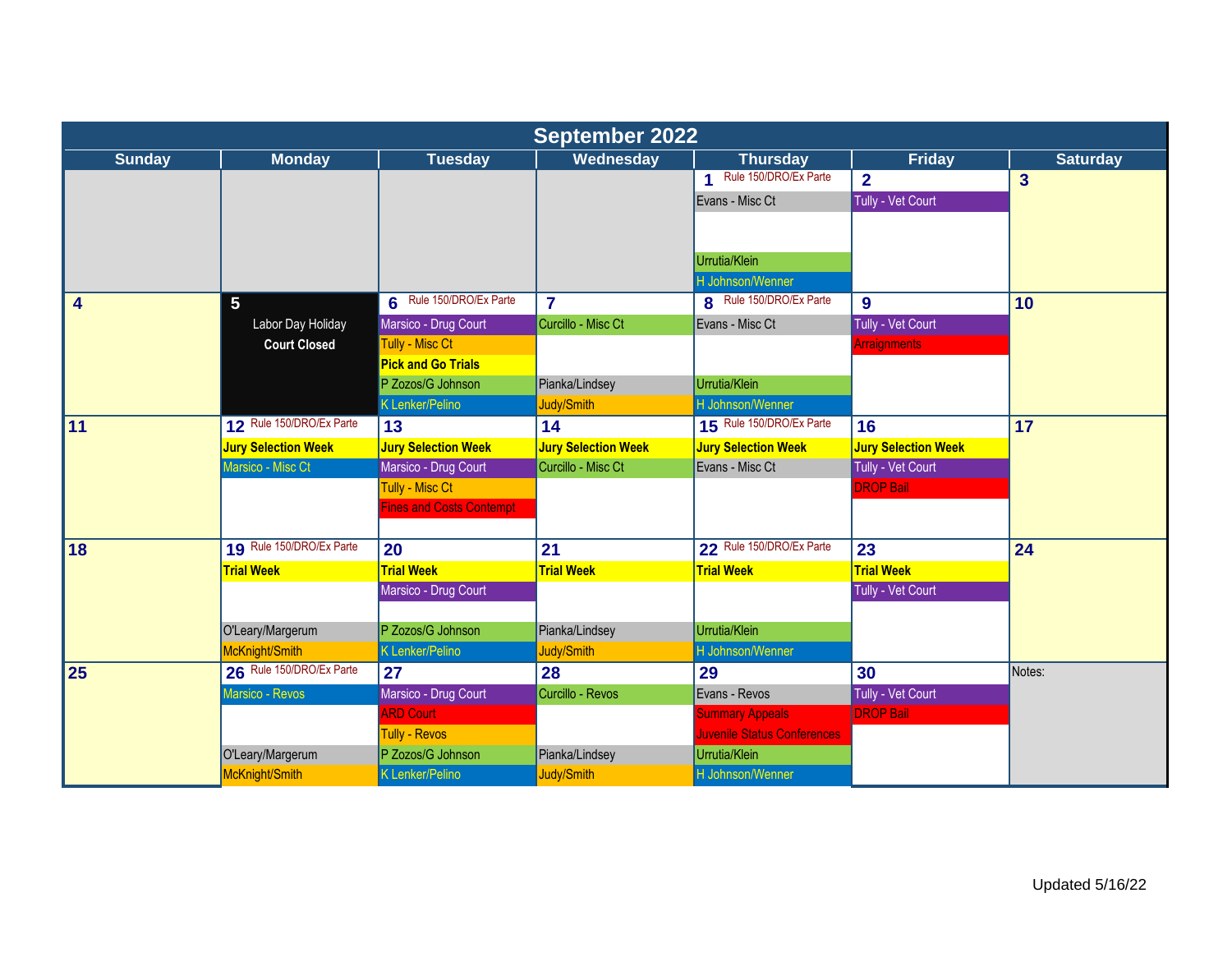# September 2022

| Sunday | Monday | Tuesday | Wednesday | Thursday | Friday | Saturday |
|---|---|---|---|---|---|---|
| | | | | **1** Rule 150/DRO/Ex Parte<br>Evans - Misc Ct<br>Urrutia/Klein<br>H Johnson/Wenner | **2**<br>Tully - Vet Court | **3** |
| **4** | **5**<br>Labor Day Holiday<br>**Court Closed** | **6** Rule 150/DRO/Ex Parte<br>Marsico - Drug Court<br>Tully - Misc Ct<br>**Pick and Go Trials**<br>P Zozos/G Johnson<br>K Lenker/Pelino | **7**<br>Curcillo - Misc Ct<br>Pianka/Lindsey<br>Judy/Smith | **8** Rule 150/DRO/Ex Parte<br>Evans - Misc Ct<br>Urrutia/Klein<br>H Johnson/Wenner | **9**<br>Tully - Vet Court<br>Arraignments | **10** |
| **11** | **12** Rule 150/DRO/Ex Parte<br>**Jury Selection Week**<br>Marsico - Misc Ct | **13**<br>**Jury Selection Week**<br>Marsico - Drug Court<br>Tully - Misc Ct<br>Fines and Costs Contempt | **14**<br>**Jury Selection Week**<br>Curcillo - Misc Ct | **15** Rule 150/DRO/Ex Parte<br>**Jury Selection Week**<br>Evans - Misc Ct | **16**<br>**Jury Selection Week**<br>Tully - Vet Court<br>DROP Bail | **17** |
| **18** | **19** Rule 150/DRO/Ex Parte<br>**Trial Week**<br>O'Leary/Margerum<br>McKnight/Smith | **20**<br>**Trial Week**<br>Marsico - Drug Court<br>P Zozos/G Johnson<br>K Lenker/Pelino | **21**<br>**Trial Week**<br>Pianka/Lindsey<br>Judy/Smith | **22** Rule 150/DRO/Ex Parte<br>**Trial Week**<br>Urrutia/Klein<br>H Johnson/Wenner | **23**<br>**Trial Week**<br>Tully - Vet Court | **24** |
| **25** | **26** Rule 150/DRO/Ex Parte<br>Marsico - Revos<br>O'Leary/Margerum<br>McKnight/Smith | **27**<br>Marsico - Drug Court<br>ARD Court<br>Tully - Revos<br>P Zozos/G Johnson<br>K Lenker/Pelino | **28**<br>Curcillo - Revos<br>Pianka/Lindsey<br>Judy/Smith | **29**<br>Evans - Revos<br>Summary Appeals<br>Juvenile Status Conferences<br>Urrutia/Klein<br>H Johnson/Wenner | **30**<br>Tully - Vet Court<br>DROP Bail | Notes: |

Updated 5/16/22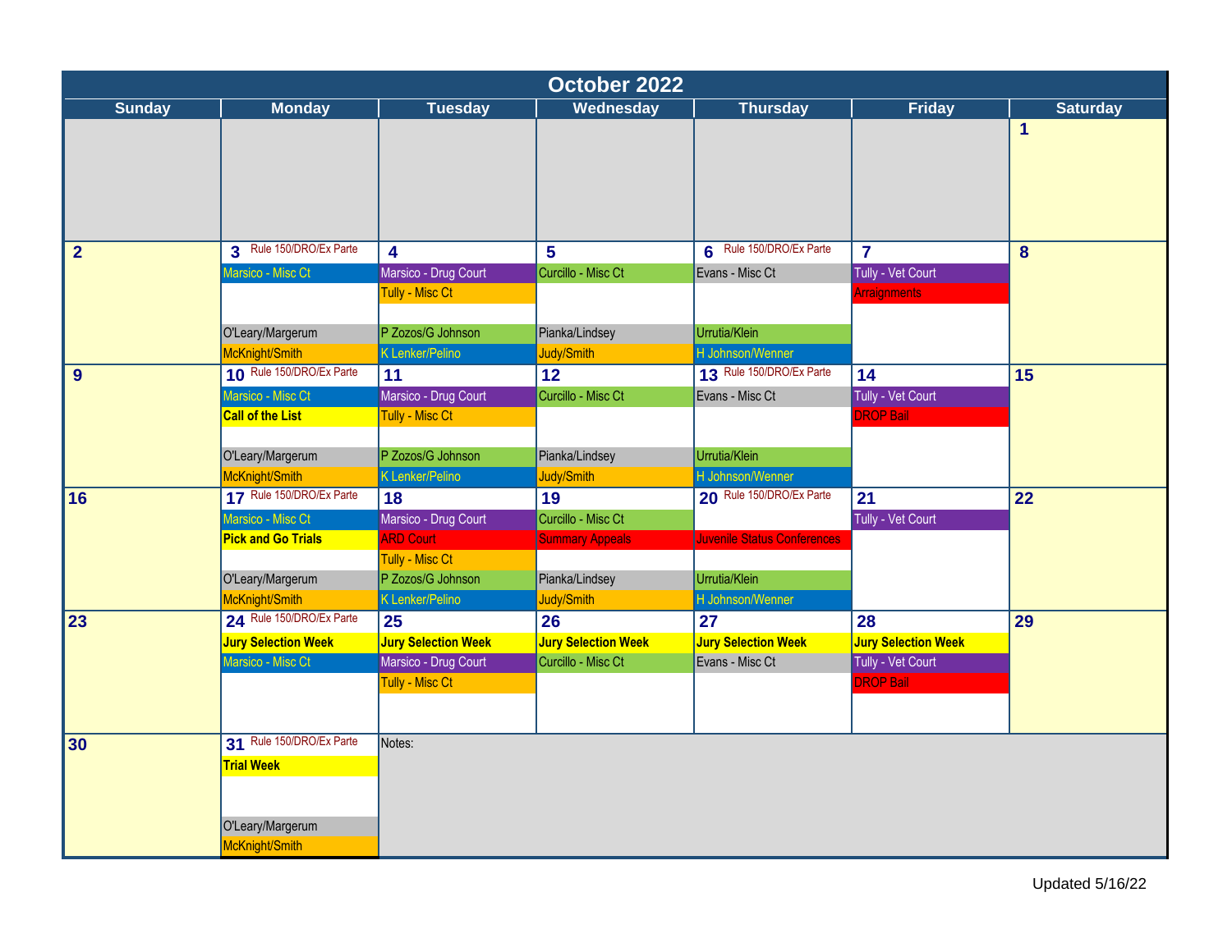# October 2022

| Sunday | Monday | Tuesday | Wednesday | Thursday | Friday | Saturday |
|---|---|---|---|---|---|---|
| | | | | | | 1 |
| 2 | 3 Rule 150/DRO/Ex Parte<br>Marsico - Misc Ct<br>O'Leary/Margerum<br>McKnight/Smith | 4<br>Marsico - Drug Court<br>Tully - Misc Ct<br>P Zozos/G Johnson<br>K Lenker/Pelino | 5<br>Curcillo - Misc Ct<br>Pianka/Lindsey<br>Judy/Smith | 6 Rule 150/DRO/Ex Parte<br>Evans - Misc Ct<br>Urrutia/Klein<br>H Johnson/Wenner | 7<br>Tully - Vet Court<br>Arraignments | 8 |
| 9 | 10 Rule 150/DRO/Ex Parte<br>Marsico - Misc Ct<br>**Call of the List**<br>O'Leary/Margerum<br>McKnight/Smith | 11<br>Marsico - Drug Court<br>Tully - Misc Ct<br>P Zozos/G Johnson<br>K Lenker/Pelino | 12<br>Curcillo - Misc Ct<br>Pianka/Lindsey<br>Judy/Smith | 13 Rule 150/DRO/Ex Parte<br>Evans - Misc Ct<br>Urrutia/Klein<br>H Johnson/Wenner | 14<br>Tully - Vet Court<br>DROP Bail | 15 |
| 16 | 17 Rule 150/DRO/Ex Parte<br>Marsico - Misc Ct<br>**Pick and Go Trials**<br>O'Leary/Margerum<br>McKnight/Smith | 18<br>Marsico - Drug Court<br>ARD Court<br>Tully - Misc Ct<br>P Zozos/G Johnson<br>K Lenker/Pelino | 19<br>Curcillo - Misc Ct<br>Summary Appeals<br>Pianka/Lindsey<br>Judy/Smith | 20 Rule 150/DRO/Ex Parte<br>Juvenile Status Conferences<br>Urrutia/Klein<br>H Johnson/Wenner | 21<br>Tully - Vet Court | 22 |
| 23 | 24 Rule 150/DRO/Ex Parte<br>**Jury Selection Week**<br>Marsico - Misc Ct | 25<br>**Jury Selection Week**<br>Marsico - Drug Court<br>Tully - Misc Ct | 26<br>**Jury Selection Week**<br>Curcillo - Misc Ct | 27<br>**Jury Selection Week**<br>Evans - Misc Ct | 28<br>**Jury Selection Week**<br>Tully - Vet Court<br>DROP Bail | 29 |
| 30 | 31 Rule 150/DRO/Ex Parte<br>**Trial Week**<br>O'Leary/Margerum<br>McKnight/Smith | Notes: | | | | |

Updated 5/16/22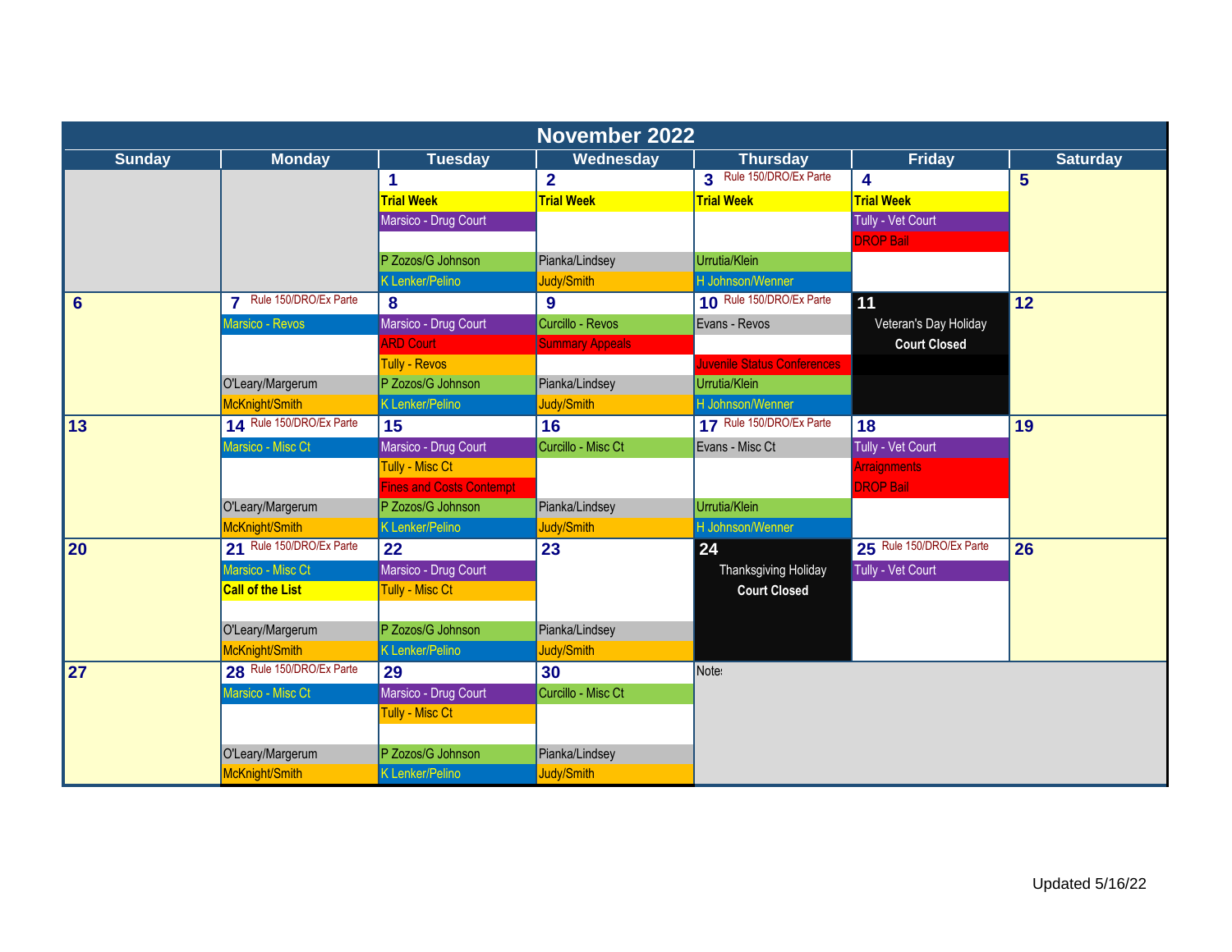# November 2022

| Sunday | Monday | Tuesday | Wednesday | Thursday | Friday | Saturday |
|---|---|---|---|---|---|---|
| | | **1**<br>**Trial Week**<br>Marsico - Drug Court<br>P Zozos/G Johnson<br>K Lenker/Pelino | **2**<br>**Trial Week**<br>Pianka/Lindsey<br>Judy/Smith | **3** Rule 150/DRO/Ex Parte<br>**Trial Week**<br>Urrutia/Klein<br>H Johnson/Wenner | **4**<br>**Trial Week**<br>Tully - Vet Court<br>DROP Bail | **5** |
| **6** | **7** Rule 150/DRO/Ex Parte<br>Marsico - Revos<br>O'Leary/Margerum<br>McKnight/Smith | **8**<br>Marsico - Drug Court<br>ARD Court<br>Tully - Revos<br>P Zozos/G Johnson<br>K Lenker/Pelino | **9**<br>Curcillo - Revos<br>Summary Appeals<br>Pianka/Lindsey<br>Judy/Smith | **10** Rule 150/DRO/Ex Parte<br>Evans - Revos<br>Juvenile Status Conferences<br>Urrutia/Klein<br>H Johnson/Wenner | **11**<br>Veteran's Day Holiday<br>**Court Closed** | **12** |
| **13** | **14** Rule 150/DRO/Ex Parte<br>Marsico - Misc Ct<br>O'Leary/Margerum<br>McKnight/Smith | **15**<br>Marsico - Drug Court<br>Tully - Misc Ct<br>Fines and Costs Contempt<br>P Zozos/G Johnson<br>K Lenker/Pelino | **16**<br>Curcillo - Misc Ct<br>Pianka/Lindsey<br>Judy/Smith | **17** Rule 150/DRO/Ex Parte<br>Evans - Misc Ct<br>Urrutia/Klein<br>H Johnson/Wenner | **18**<br>Tully - Vet Court<br>Arraignments<br>DROP Bail | **19** |
| **20** | **21** Rule 150/DRO/Ex Parte<br>Marsico - Misc Ct<br>**Call of the List**<br>O'Leary/Margerum<br>McKnight/Smith | **22**<br>Marsico - Drug Court<br>Tully - Misc Ct<br>P Zozos/G Johnson<br>K Lenker/Pelino | **23**<br>Pianka/Lindsey<br>Judy/Smith | **24**<br>Thanksgiving Holiday<br>**Court Closed** | **25** Rule 150/DRO/Ex Parte<br>Tully - Vet Court | **26** |
| **27** | **28** Rule 150/DRO/Ex Parte<br>Marsico - Misc Ct<br>O'Leary/Margerum<br>McKnight/Smith | **29**<br>Marsico - Drug Court<br>Tully - Misc Ct<br>P Zozos/G Johnson<br>K Lenker/Pelino | **30**<br>Curcillo - Misc Ct<br>Pianka/Lindsey<br>Judy/Smith | Notes: | | |

Updated 5/16/22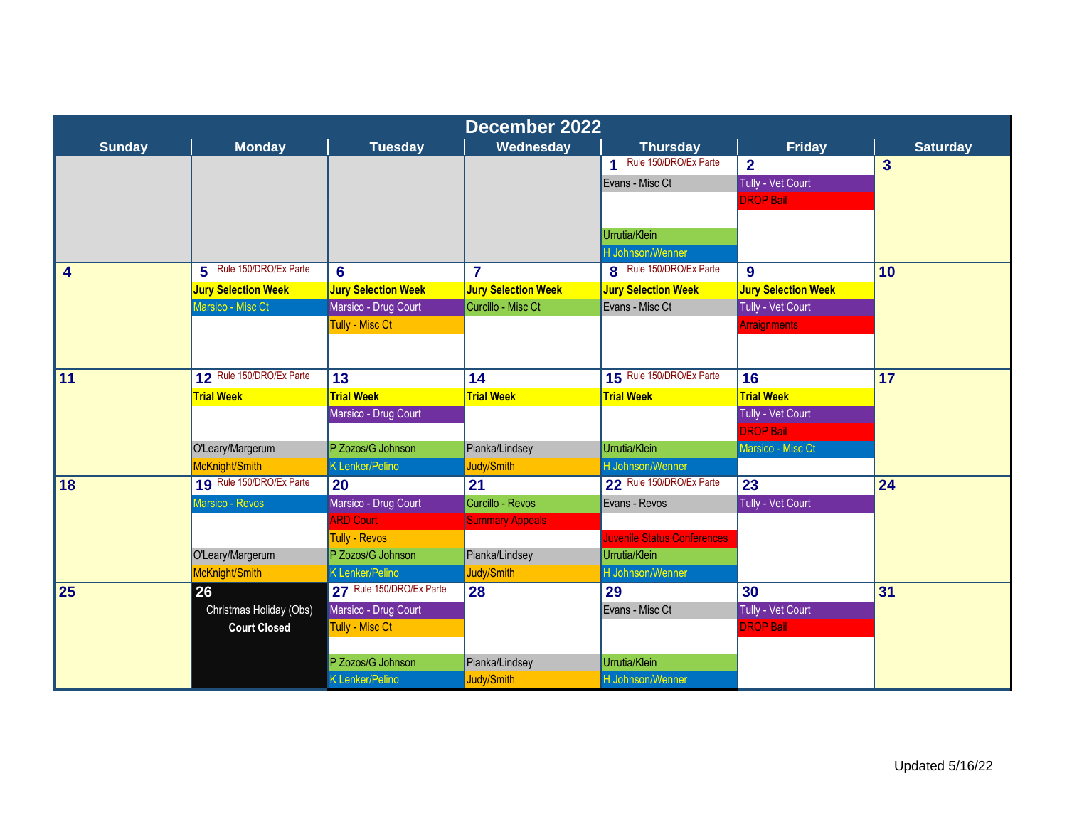# December 2022

| Sunday | Monday | Tuesday | Wednesday | Thursday | Friday | Saturday |
|---|---|---|---|---|---|---|
| | | | | **1** Rule 150/DRO/Ex Parte<br>Evans - Misc Ct<br>Urrutia/Klein<br>H Johnson/Wenner | **2**<br>Tully - Vet Court<br>DROP Bail | **3** |
| **4** | **5** Rule 150/DRO/Ex Parte<br>**Jury Selection Week**<br>Marsico - Misc Ct | **6**<br>**Jury Selection Week**<br>Marsico - Drug Court<br>Tully - Misc Ct | **7**<br>**Jury Selection Week**<br>Curcillo - Misc Ct | **8** Rule 150/DRO/Ex Parte<br>**Jury Selection Week**<br>Evans - Misc Ct | **9**<br>**Jury Selection Week**<br>Tully - Vet Court<br>Arraignments | **10** |
| **11** | **12** Rule 150/DRO/Ex Parte<br>**Trial Week**<br>O'Leary/Margerum<br>McKnight/Smith | **13**<br>**Trial Week**<br>Marsico - Drug Court<br>P Zozos/G Johnson<br>K Lenker/Pelino | **14**<br>**Trial Week**<br>Pianka/Lindsey<br>Judy/Smith | **15** Rule 150/DRO/Ex Parte<br>**Trial Week**<br>Urrutia/Klein<br>H Johnson/Wenner | **16**<br>**Trial Week**<br>Tully - Vet Court<br>DROP Bail<br>Marsico - Misc Ct | **17** |
| **18** | **19** Rule 150/DRO/Ex Parte<br>Marsico - Revos<br>O'Leary/Margerum<br>McKnight/Smith | **20**<br>Marsico - Drug Court<br>ARD Court<br>Tully - Revos<br>P Zozos/G Johnson<br>K Lenker/Pelino | **21**<br>Curcillo - Revos<br>Summary Appeals<br>Pianka/Lindsey<br>Judy/Smith | **22** Rule 150/DRO/Ex Parte<br>Evans - Revos<br>Juvenile Status Conferences<br>Urrutia/Klein<br>H Johnson/Wenner | **23**<br>Tully - Vet Court | **24** |
| **25** | **26**<br>Christmas Holiday (Obs)<br>**Court Closed** | **27** Rule 150/DRO/Ex Parte<br>Marsico - Drug Court<br>Tully - Misc Ct<br>P Zozos/G Johnson<br>K Lenker/Pelino | **28**<br>Pianka/Lindsey<br>Judy/Smith | **29**<br>Evans - Misc Ct<br>Urrutia/Klein<br>H Johnson/Wenner | **30**<br>Tully - Vet Court<br>DROP Bail | **31** |

Updated 5/16/22